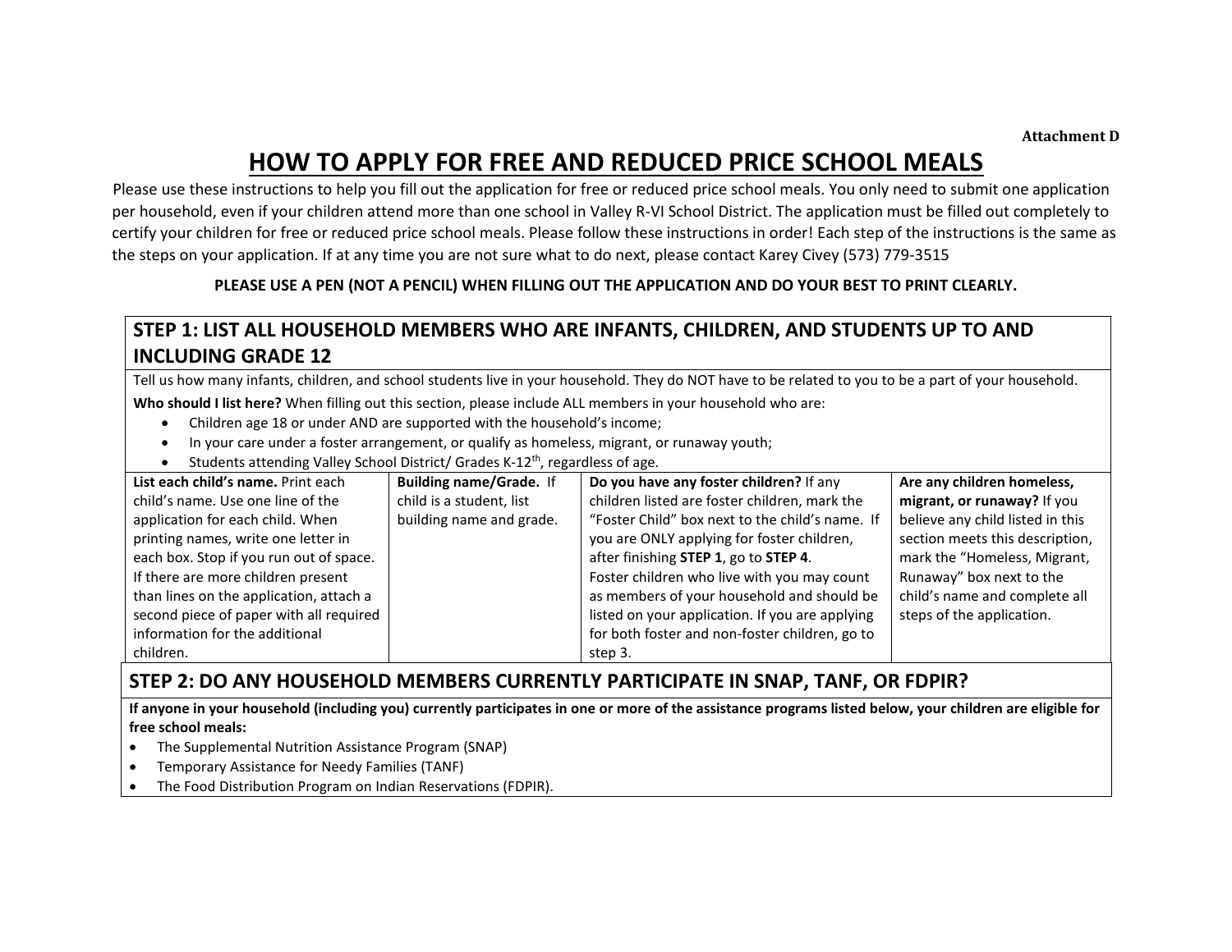Attachment D

# HOW TO APPLY FOR FREE AND REDUCED PRICE SCHOOL MEALS

Please use these instructions to help you fill out the application for free or reduced price school meals. You only need to submit one application per household, even if your children attend more than one school in Valley R-VI School District. The application must be filled out completely to certify your children for free or reduced price school meals. Please follow these instructions in order! Each step of the instructions is the same as the steps on your application. If at any time you are not sure what to do next, please contact Karey Civey (573) 779-3515

**PLEASE USE A PEN (NOT A PENCIL) WHEN FILLING OUT THE APPLICATION AND DO YOUR BEST TO PRINT CLEARLY.**

## STEP 1: LIST ALL HOUSEHOLD MEMBERS WHO ARE INFANTS, CHILDREN, AND STUDENTS UP TO AND INCLUDING GRADE 12

Tell us how many infants, children, and school students live in your household. They do NOT have to be related to you to be a part of your household.

**Who should I list here?** When filling out this section, please include ALL members in your household who are:

- Children age 18 or under AND are supported with the household's income;
- In your care under a foster arrangement, or qualify as homeless, migrant, or runaway youth;
- Students attending Valley School District/ Grades K-12th, regardless of age.

| **List each child's name.** Print each child's name. Use one line of the application for each child. When printing names, write one letter in each box. Stop if you run out of space. If there are more children present than lines on the application, attach a second piece of paper with all required information for the additional children. | **Building name/Grade.** If child is a student, list building name and grade. | **Do you have any foster children?** If any children listed are foster children, mark the "Foster Child" box next to the child's name. If you are ONLY applying for foster children, after finishing **STEP 1**, go to **STEP 4**. Foster children who live with you may count as members of your household and should be listed on your application. If you are applying for both foster and non-foster children, go to step 3. | **Are any children homeless, migrant, or runaway?** If you believe any child listed in this section meets this description, mark the "Homeless, Migrant, Runaway" box next to the child's name and complete all steps of the application. |
|---|---|---|---|

## STEP 2: DO ANY HOUSEHOLD MEMBERS CURRENTLY PARTICIPATE IN SNAP, TANF, OR FDPIR?

**If anyone in your household (including you) currently participates in one or more of the assistance programs listed below, your children are eligible for free school meals:**

- The Supplemental Nutrition Assistance Program (SNAP)
- Temporary Assistance for Needy Families (TANF)
- The Food Distribution Program on Indian Reservations (FDPIR).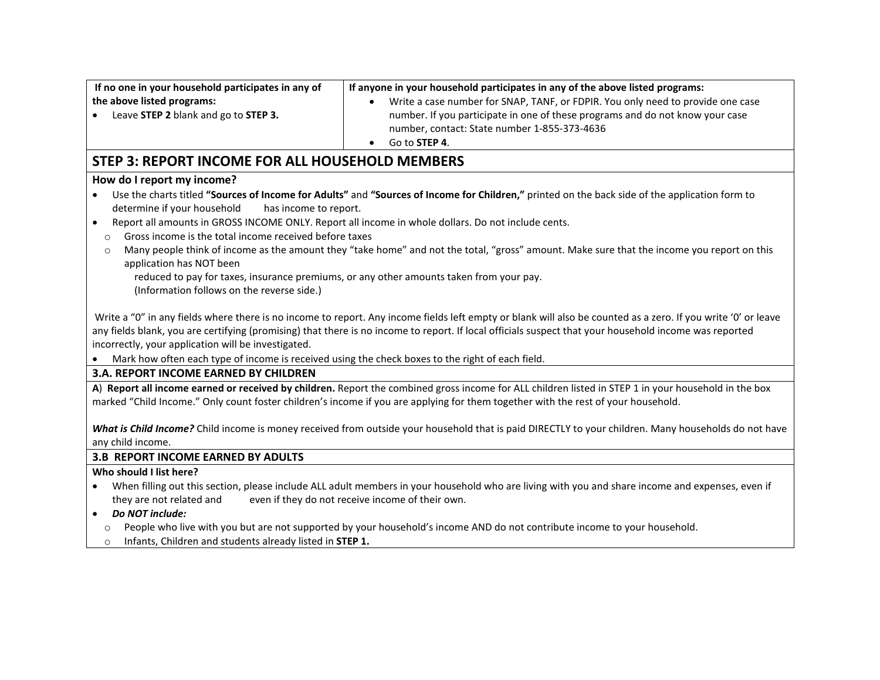| If no one in your household participates in any of the above listed programs: | If anyone in your household participates in any of the above listed programs: |
| --- | --- |
| • Leave **STEP 2** blank and go to **STEP 3.** | • Write a case number for SNAP, TANF, or FDPIR. You only need to provide one case number. If you participate in one of these programs and do not know your case number, contact: State number 1-855-373-4636<br>• Go to **STEP 4**. |

## STEP 3: REPORT INCOME FOR ALL HOUSEHOLD MEMBERS

**How do I report my income?**

- Use the charts titled **"Sources of Income for Adults"** and **"Sources of Income for Children,"** printed on the back side of the application form to determine if your household has income to report.
- Report all amounts in GROSS INCOME ONLY. Report all income in whole dollars. Do not include cents.
  - Gross income is the total income received before taxes
  - Many people think of income as the amount they "take home" and not the total, "gross" amount. Make sure that the income you report on this application has NOT been reduced to pay for taxes, insurance premiums, or any other amounts taken from your pay. (Information follows on the reverse side.)

Write a "0" in any fields where there is no income to report. Any income fields left empty or blank will also be counted as a zero. If you write '0' or leave any fields blank, you are certifying (promising) that there is no income to report. If local officials suspect that your household income was reported incorrectly, your application will be investigated.

- Mark how often each type of income is received using the check boxes to the right of each field.

### 3.A. REPORT INCOME EARNED BY CHILDREN

**A**) **Report all income earned or received by children.** Report the combined gross income for ALL children listed in STEP 1 in your household in the box marked "Child Income." Only count foster children's income if you are applying for them together with the rest of your household.

***What is Child Income?*** Child income is money received from outside your household that is paid DIRECTLY to your children. Many households do not have any child income.

### 3.B REPORT INCOME EARNED BY ADULTS

**Who should I list here?**

- When filling out this section, please include ALL adult members in your household who are living with you and share income and expenses, even if they are not related and even if they do not receive income of their own.
- ***Do NOT include:***
  - People who live with you but are not supported by your household's income AND do not contribute income to your household.
  - Infants, Children and students already listed in **STEP 1.**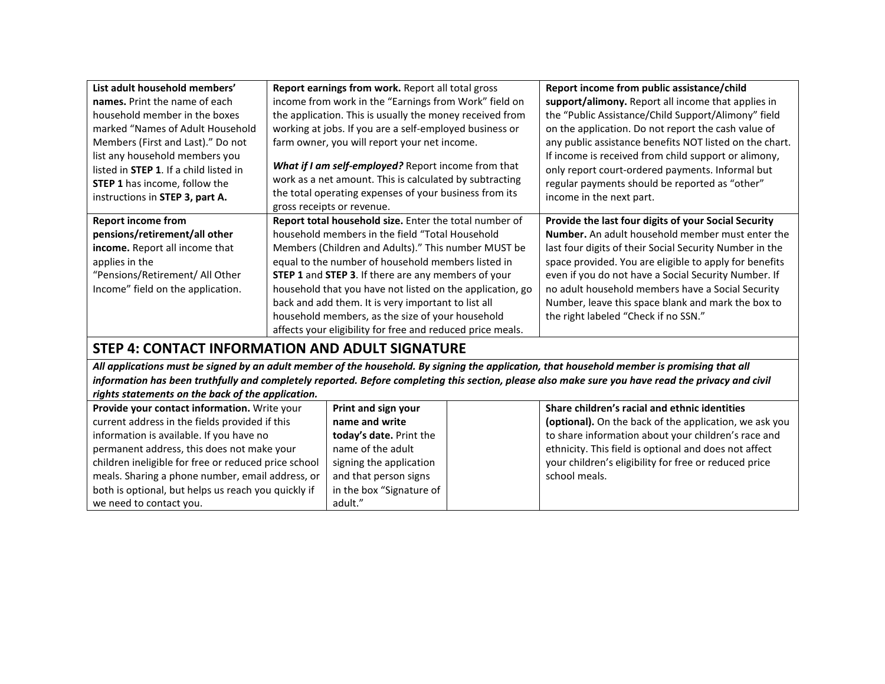| | | |
|---|---|---|
| **List adult household members' names.** Print the name of each household member in the boxes marked "Names of Adult Household Members (First and Last)." Do not list any household members you listed in **STEP 1**. If a child listed in **STEP 1** has income, follow the instructions in **STEP 3, part A.** | **Report earnings from work.** Report all total gross income from work in the "Earnings from Work" field on the application. This is usually the money received from working at jobs. If you are a self-employed business or farm owner, you will report your net income.<br><br>***What if I am self-employed?*** Report income from that work as a net amount. This is calculated by subtracting the total operating expenses of your business from its gross receipts or revenue. | **Report income from public assistance/child support/alimony.** Report all income that applies in the "Public Assistance/Child Support/Alimony" field on the application. Do not report the cash value of any public assistance benefits NOT listed on the chart. If income is received from child support or alimony, only report court-ordered payments. Informal but regular payments should be reported as "other" income in the next part. |
| **Report income from pensions/retirement/all other income.** Report all income that applies in the "Pensions/Retirement/ All Other Income" field on the application. | **Report total household size.** Enter the total number of household members in the field "Total Household Members (Children and Adults)." This number MUST be equal to the number of household members listed in **STEP 1** and **STEP 3**. If there are any members of your household that you have not listed on the application, go back and add them. It is very important to list all household members, as the size of your household affects your eligibility for free and reduced price meals. | **Provide the last four digits of your Social Security Number.** An adult household member must enter the last four digits of their Social Security Number in the space provided. You are eligible to apply for benefits even if you do not have a Social Security Number. If no adult household members have a Social Security Number, leave this space blank and mark the box to the right labeled "Check if no SSN." |

## STEP 4: CONTACT INFORMATION AND ADULT SIGNATURE

***All applications must be signed by an adult member of the household. By signing the application, that household member is promising that all information has been truthfully and completely reported. Before completing this section, please also make sure you have read the privacy and civil rights statements on the back of the application.***

| | | | |
|---|---|---|---|
| **Provide your contact information.** Write your current address in the fields provided if this information is available. If you have no permanent address, this does not make your children ineligible for free or reduced price school meals. Sharing a phone number, email address, or both is optional, but helps us reach you quickly if we need to contact you. | **Print and sign your name and write today's date.** Print the name of the adult signing the application and that person signs in the box "Signature of adult." | | **Share children's racial and ethnic identities (optional).** On the back of the application, we ask you to share information about your children's race and ethnicity. This field is optional and does not affect your children's eligibility for free or reduced price school meals. |